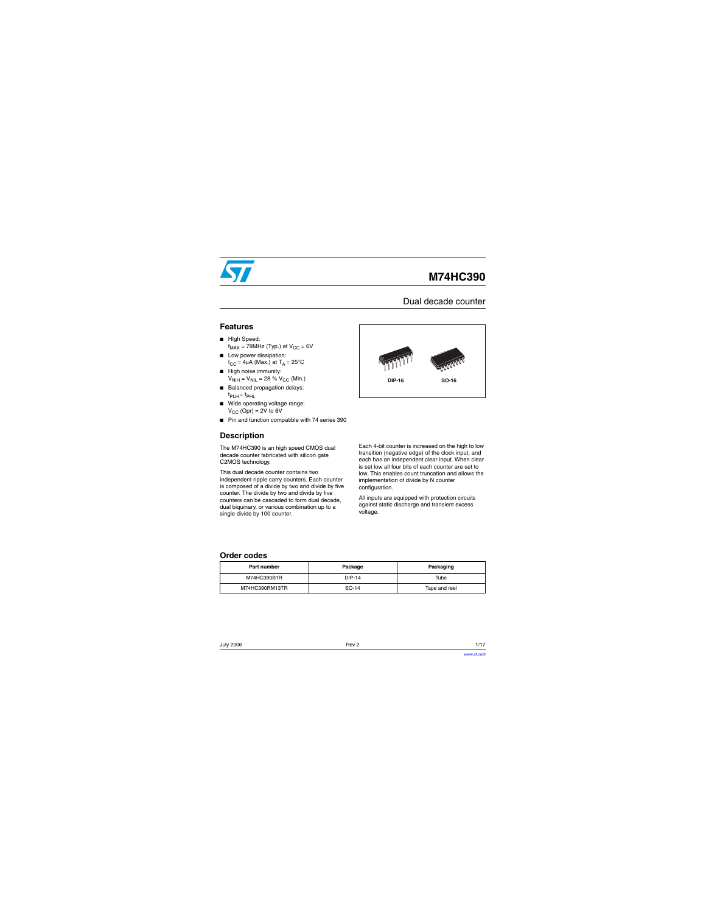# M74HC390

## Dual decade counter

## Features

- HIgh Speed:
  $f_{MAX}$ = 79MHz (Typ.) at $V_{CC}$ = 6V
- Low power dissipation:
  $I_{CC}$ = 4µA (Max.) at $T_A$ = 25°C
- High noise immunity:
  $V_{NIH} = V_{NIL}$ = 28 % $V_{CC}$ (Min.)
- Balanced propagation delays:
  $t_{PLH} \approx t_{PHL}$
- Wide operating voltage range:
  $V_{CC}$ (Opr) = 2V to 6V
- Pin and function compatible with 74 series 390

DIP-16 SO-16

## Description

The M74HC390 is an high speed CMOS dual decade counter fabricated with silicon gate C2MOS technology.

This dual decade counter contains two independent ripple carry counters. Each counter is composed of a divide by two and divide by five counter. The divide by two and divide by five counters can be cascaded to form dual decade, dual biquinary, or various combination up to a single divide by 100 counter.

Each 4-bit counter is increased on the high to low transition (negative edge) of the clock input, and each has an independent clear input. When clear is set low all four bits of each counter are set to low. This enables count truncation and allows the implementation of divide by N counter configuration.

All inputs are equipped with protection circuits against static discharge and transient excess voltage.

## Order codes

| Part number | Package | Packaging |
|---|---|---|
| M74HC390B1R | DIP-14 | Tube |
| M74HC390RM13TR | SO-14 | Tape and reel |

July 2006 Rev 2

www.st.com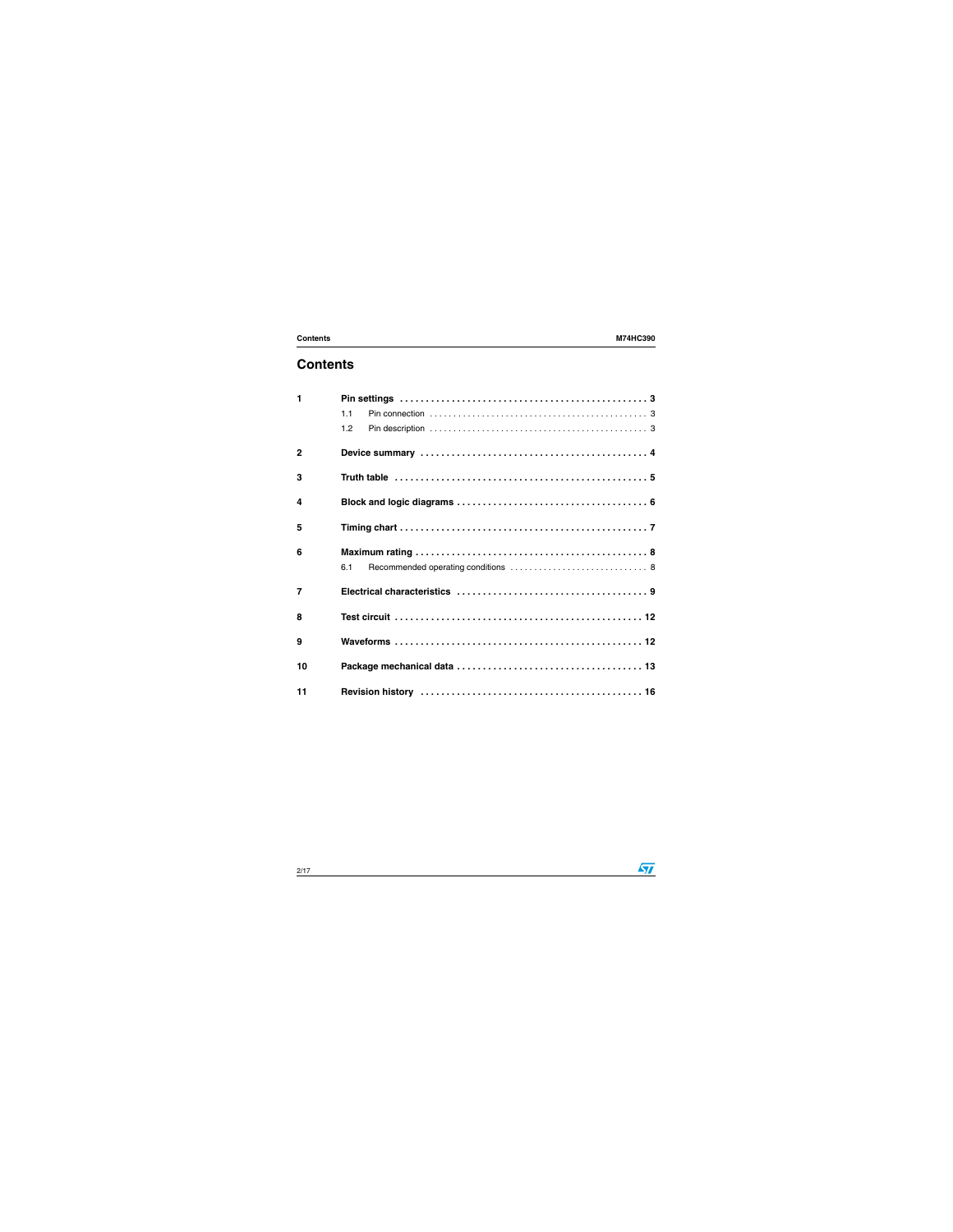# Contents

1 Pin settings . . . . . . . . . . . . . . . . . . . . . . . . . . . . . . . . . . . . . . . . . . . . . . . . 3

 1.1 Pin connection . . . . . . . . . . . . . . . . . . . . . . . . . . . . . . . . . . . . . . . . . . . . . 3

 1.2 Pin description . . . . . . . . . . . . . . . . . . . . . . . . . . . . . . . . . . . . . . . . . . . . . 3

2 Device summary . . . . . . . . . . . . . . . . . . . . . . . . . . . . . . . . . . . . . . . . . . . . 4

3 Truth table . . . . . . . . . . . . . . . . . . . . . . . . . . . . . . . . . . . . . . . . . . . . . . . . 5

4 Block and logic diagrams . . . . . . . . . . . . . . . . . . . . . . . . . . . . . . . . . . . . 6

5 Timing chart . . . . . . . . . . . . . . . . . . . . . . . . . . . . . . . . . . . . . . . . . . . . . . . . 7

6 Maximum rating . . . . . . . . . . . . . . . . . . . . . . . . . . . . . . . . . . . . . . . . . . . . 8

 6.1 Recommended operating conditions . . . . . . . . . . . . . . . . . . . . . . . . . . . . 8

7 Electrical characteristics . . . . . . . . . . . . . . . . . . . . . . . . . . . . . . . . . . . . 9

8 Test circuit . . . . . . . . . . . . . . . . . . . . . . . . . . . . . . . . . . . . . . . . . . . . . . . 12

9 Waveforms . . . . . . . . . . . . . . . . . . . . . . . . . . . . . . . . . . . . . . . . . . . . . . . 12

10 Package mechanical data . . . . . . . . . . . . . . . . . . . . . . . . . . . . . . . . . . . 13

11 Revision history . . . . . . . . . . . . . . . . . . . . . . . . . . . . . . . . . . . . . . . . . . 16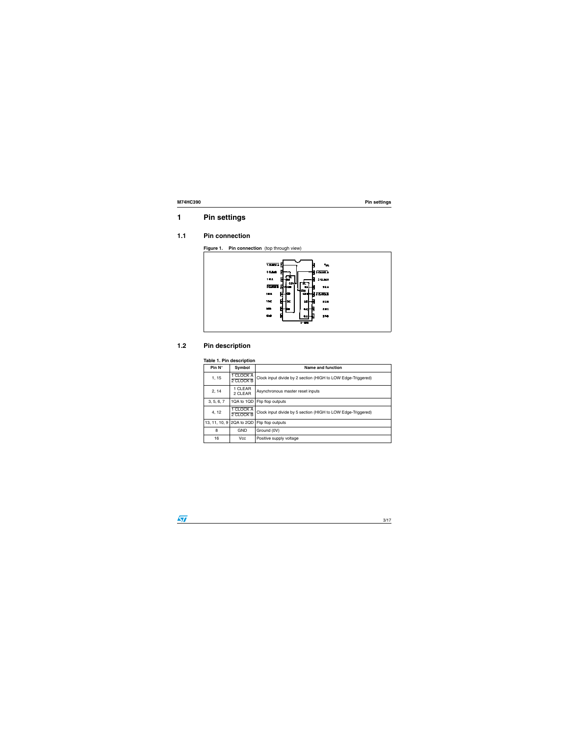# 1 Pin settings

## 1.1 Pin connection

**Figure 1. Pin connection** (top through view)

## 1.2 Pin description

**Table 1. Pin description**

| Pin N° | Symbol | Name and function |
|---|---|---|
| 1, 15 | $\overline{1\ CLOCK\ A}$ $\overline{2\ CLOCK\ B}$ | Clock input divide by 2 section (HIGH to LOW Edge-Triggered) |
| 2, 14 | 1 CLEAR 2 CLEAR | Asynchronous master reset inputs |
| 3, 5, 6, 7 | 1QA to 1QD | Flip flop outputs |
| 4, 12 | $\overline{1\ CLOCK\ A}$ $\overline{2\ CLOCK\ B}$ | Clock input divide by 5 section (HIGH to LOW Edge-Triggered) |
| 13, 11, 10, 9 | 2QA to 2QD | Flip flop outputs |
| 8 | GND | Ground (0V) |
| 16 | Vcc | Positive supply voltage |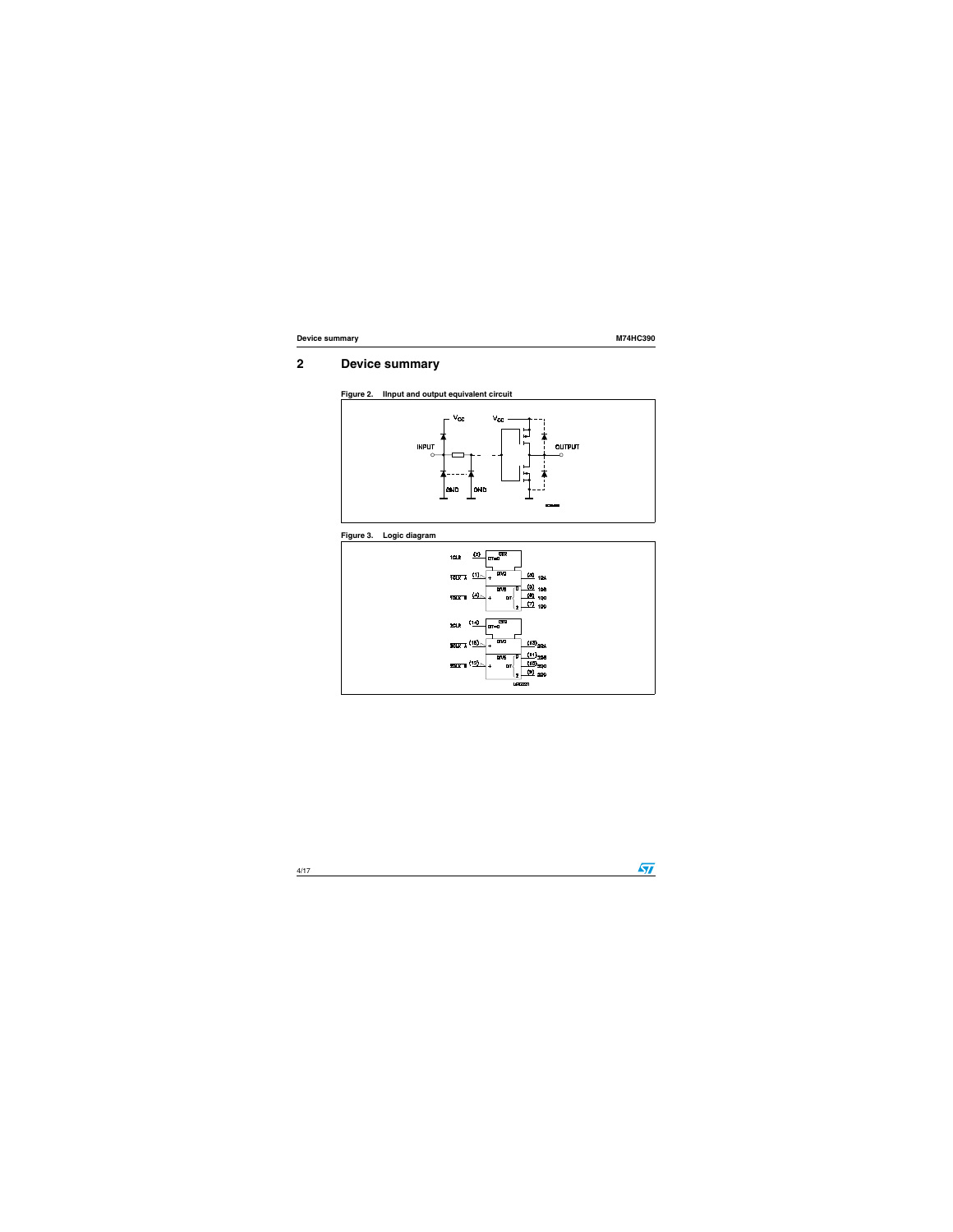# 2 Device summary

**Figure 2. IInput and output equivalent circuit**

**Figure 3. Logic diagram**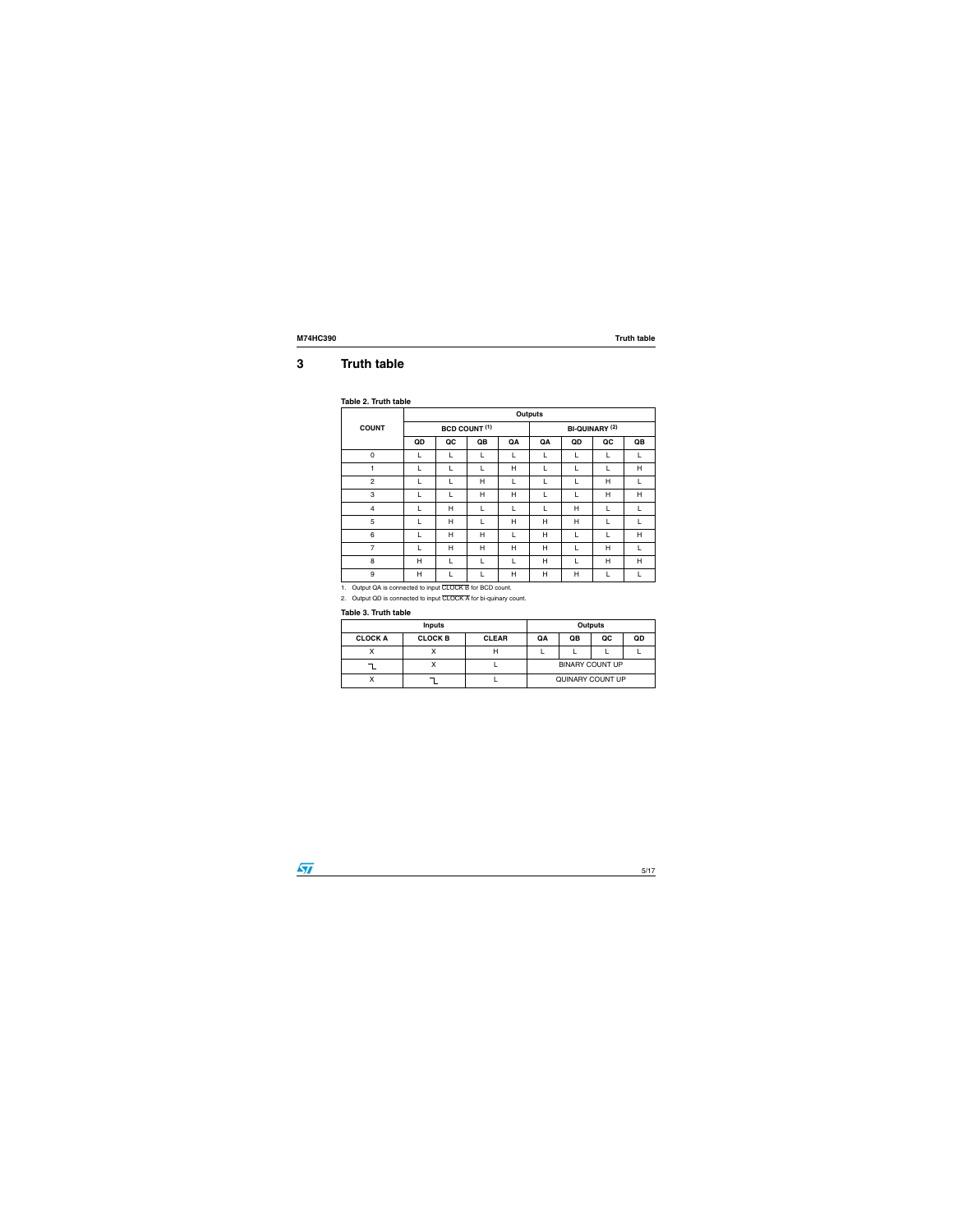# 3 Truth table

**Table 2. Truth table**

| COUNT | Outputs | | | | | | | |
|---|---|---|---|---|---|---|---|---|
| | BCD COUNT [(1)] | | | | BI-QUINARY [(2)] | | | |
| | QD | QC | QB | QA | QA | QD | QC | QB |
| 0 | L | L | L | L | L | L | L | L |
| 1 | L | L | L | H | L | L | L | H |
| 2 | L | L | H | L | L | L | H | L |
| 3 | L | L | H | H | L | L | H | H |
| 4 | L | H | L | L | L | H | L | L |
| 5 | L | H | L | H | H | H | L | L |
| 6 | L | H | H | L | H | L | L | H |
| 7 | L | H | H | H | H | L | H | L |
| 8 | H | L | L | L | H | L | H | H |
| 9 | H | L | L | H | H | H | L | L |

1. Output QA is connected to input $\overline{\text{CLOCK B}}$ for BCD count.
2. Output QD is connected to input $\overline{\text{CLOCK A}}$ for bi-quinary count.

**Table 3. Truth table**

| Inputs | | | Outputs | | | |
|---|---|---|---|---|---|---|
| CLOCK A | CLOCK B | CLEAR | QA | QB | QC | QD |
| X | X | H | L | L | L | L |
| ⌐_ | X | L | BINARY COUNT UP | | | |
| X | ⌐_ | L | QUINARY COUNT UP | | | |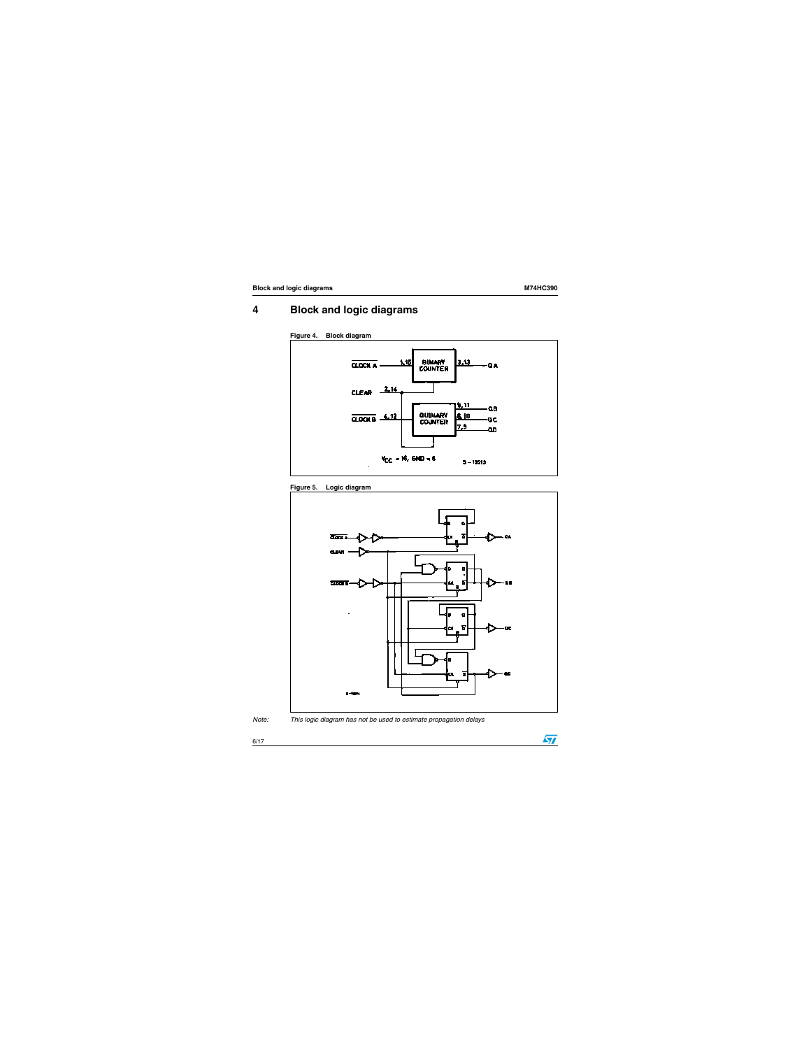# 4 Block and logic diagrams

**Figure 4. Block diagram**

**Figure 5. Logic diagram**

*Note: This logic diagram has not be used to estimate propagation delays*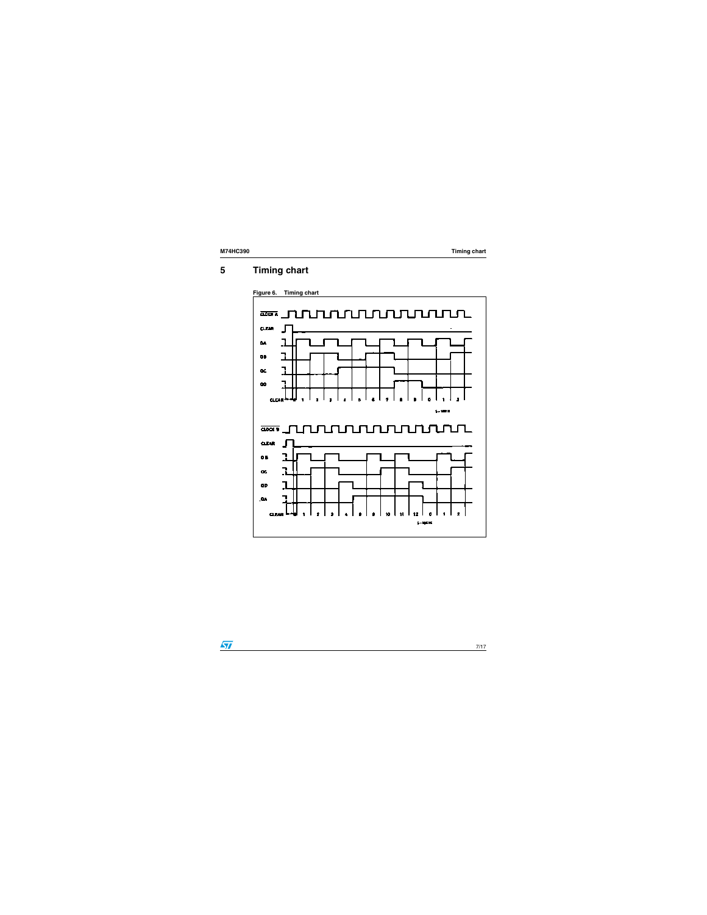# 5 Timing chart

Figure 6. Timing chart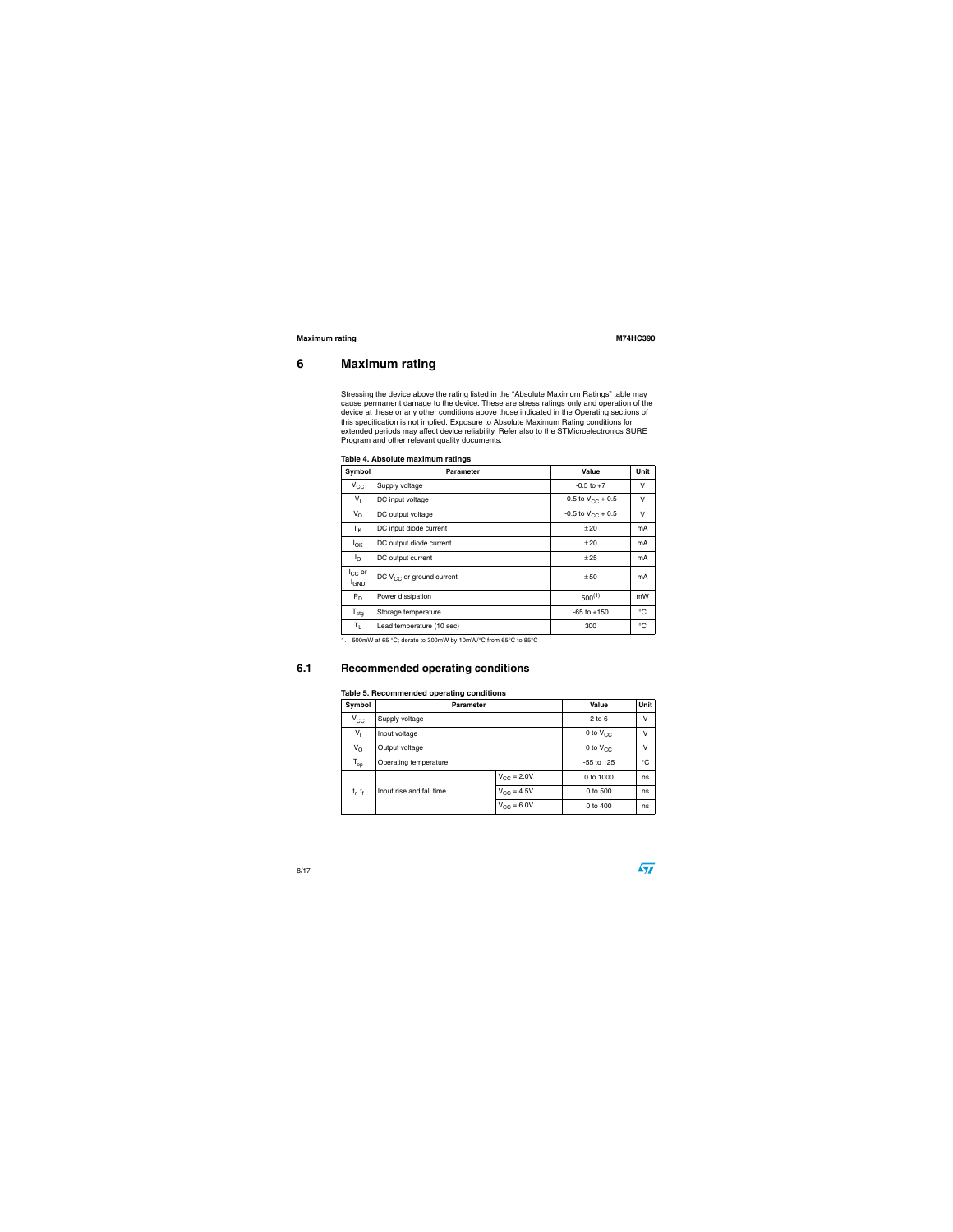# 6 Maximum rating

Stressing the device above the rating listed in the "Absolute Maximum Ratings" table may cause permanent damage to the device. These are stress ratings only and operation of the device at these or any other conditions above those indicated in the Operating sections of this specification is not implied. Exposure to Absolute Maximum Rating conditions for extended periods may affect device reliability. Refer also to the STMicroelectronics SURE Program and other relevant quality documents.

**Table 4. Absolute maximum ratings**

| Symbol | Parameter | Value | Unit |
|---|---|---|---|
| $V_{CC}$ | Supply voltage | -0.5 to +7 | V |
| $V_I$ | DC input voltage | -0.5 to $V_{CC}$ + 0.5 | V |
| $V_O$ | DC output voltage | -0.5 to $V_{CC}$ + 0.5 | V |
| $I_{IK}$ | DC input diode current | ±20 | mA |
| $I_{OK}$ | DC output diode current | ±20 | mA |
| $I_O$ | DC output current | ±25 | mA |
| $I_{CC}$ or $I_{GND}$ | DC $V_{CC}$ or ground current | ±50 | mA |
| $P_D$ | Power dissipation | 500[1] | mW |
| $T_{stg}$ | Storage temperature | -65 to +150 | °C |
| $T_L$ | Lead temperature (10 sec) | 300 | °C |

1. 500mW at 65 °C; derate to 300mW by 10mW/°C from 65°C to 85°C

## 6.1 Recommended operating conditions

**Table 5. Recommended operating conditions**

| Symbol | Parameter | | Value | Unit |
|---|---|---|---|---|
| $V_{CC}$ | Supply voltage | | 2 to 6 | V |
| $V_I$ | Input voltage | | 0 to $V_{CC}$ | V |
| $V_O$ | Output voltage | | 0 to $V_{CC}$ | V |
| $T_{op}$ | Operating temperature | | -55 to 125 | °C |
| $t_r$, $t_f$ | Input rise and fall time | $V_{CC}$ = 2.0V | 0 to 1000 | ns |
| | | $V_{CC}$ = 4.5V | 0 to 500 | ns |
| | | $V_{CC}$ = 6.0V | 0 to 400 | ns |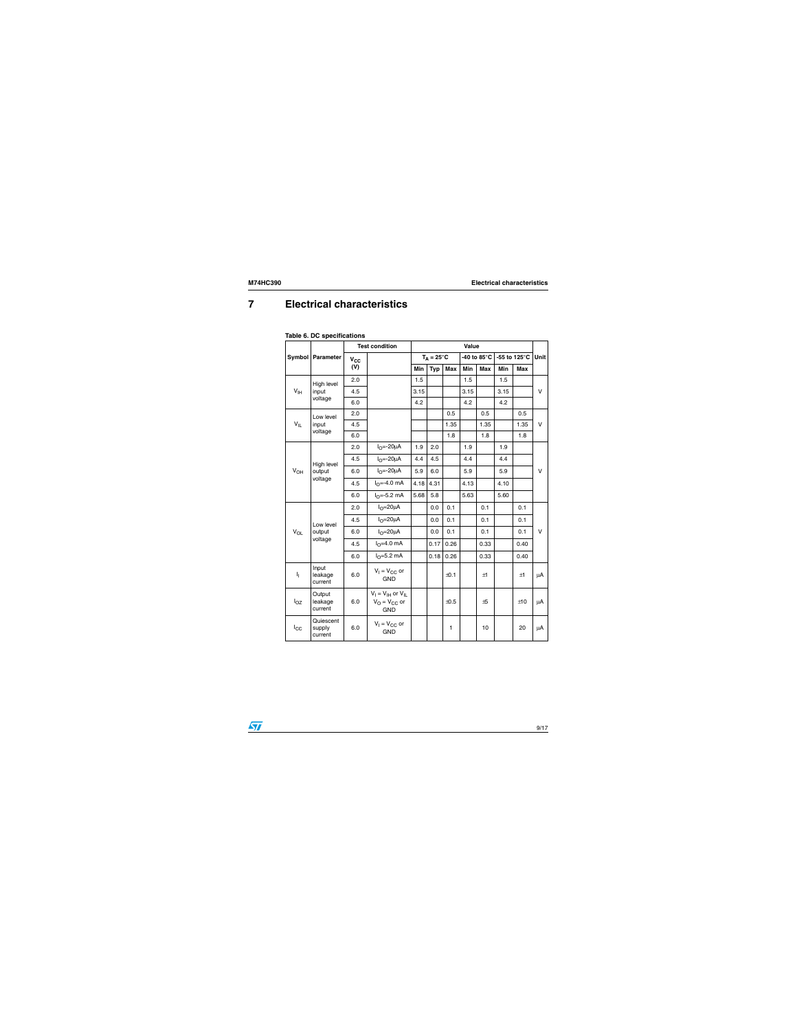# 7 Electrical characteristics

**Table 6. DC specifications**

| Symbol | Parameter | Test condition | | Value | | | | | | | Unit |
|---|---|---|---|---|---|---|---|---|---|---|---|
| | | $V_{CC}$ (V) | | $T_A$ = 25°C | | | -40 to 85°C | | -55 to 125°C | | |
| | | | | Min | Typ | Max | Min | Max | Min | Max | |
| $V_{IH}$ | High level input voltage | 2.0 | | 1.5 | | | 1.5 | | 1.5 | | V |
| | | 4.5 | | 3.15 | | | 3.15 | | 3.15 | | |
| | | 6.0 | | 4.2 | | | 4.2 | | 4.2 | | |
| $V_{IL}$ | Low level input voltage | 2.0 | | | | 0.5 | | 0.5 | | 0.5 | V |
| | | 4.5 | | | | 1.35 | | 1.35 | | 1.35 | |
| | | 6.0 | | | | 1.8 | | 1.8 | | 1.8 | |
| $V_{OH}$ | High level output voltage | 2.0 | $I_O$=-20µA | 1.9 | 2.0 | | 1.9 | | 1.9 | | V |
| | | 4.5 | $I_O$=-20µA | 4.4 | 4.5 | | 4.4 | | 4.4 | | |
| | | 6.0 | $I_O$=-20µA | 5.9 | 6.0 | | 5.9 | | 5.9 | | |
| | | 4.5 | $I_O$=-4.0 mA | 4.18 | 4.31 | | 4.13 | | 4.10 | | |
| | | 6.0 | $I_O$=-5.2 mA | 5.68 | 5.8 | | 5.63 | | 5.60 | | |
| $V_{OL}$ | Low level output voltage | 2.0 | $I_O$=20µA | | 0.0 | 0.1 | | 0.1 | | 0.1 | V |
| | | 4.5 | $I_O$=20µA | | 0.0 | 0.1 | | 0.1 | | 0.1 | |
| | | 6.0 | $I_O$=20µA | | 0.0 | 0.1 | | 0.1 | | 0.1 | |
| | | 4.5 | $I_O$=4.0 mA | | 0.17 | 0.26 | | 0.33 | | 0.40 | |
| | | 6.0 | $I_O$=5.2 mA | | 0.18 | 0.26 | | 0.33 | | 0.40 | |
| $I_I$ | Input leakage current | 6.0 | $V_I$ = $V_{CC}$ or GND | | | ±0.1 | | ±1 | | ±1 | µA |
| $I_{OZ}$ | Output leakage current | 6.0 | $V_I$ = $V_{IH}$ or $V_{IL}$ $V_O$ = $V_{CC}$ or GND | | | ±0.5 | | ±5 | | ±10 | µA |
| $I_{CC}$ | Quiescent supply current | 6.0 | $V_I$ = $V_{CC}$ or GND | | | 1 | | 10 | | 20 | µA |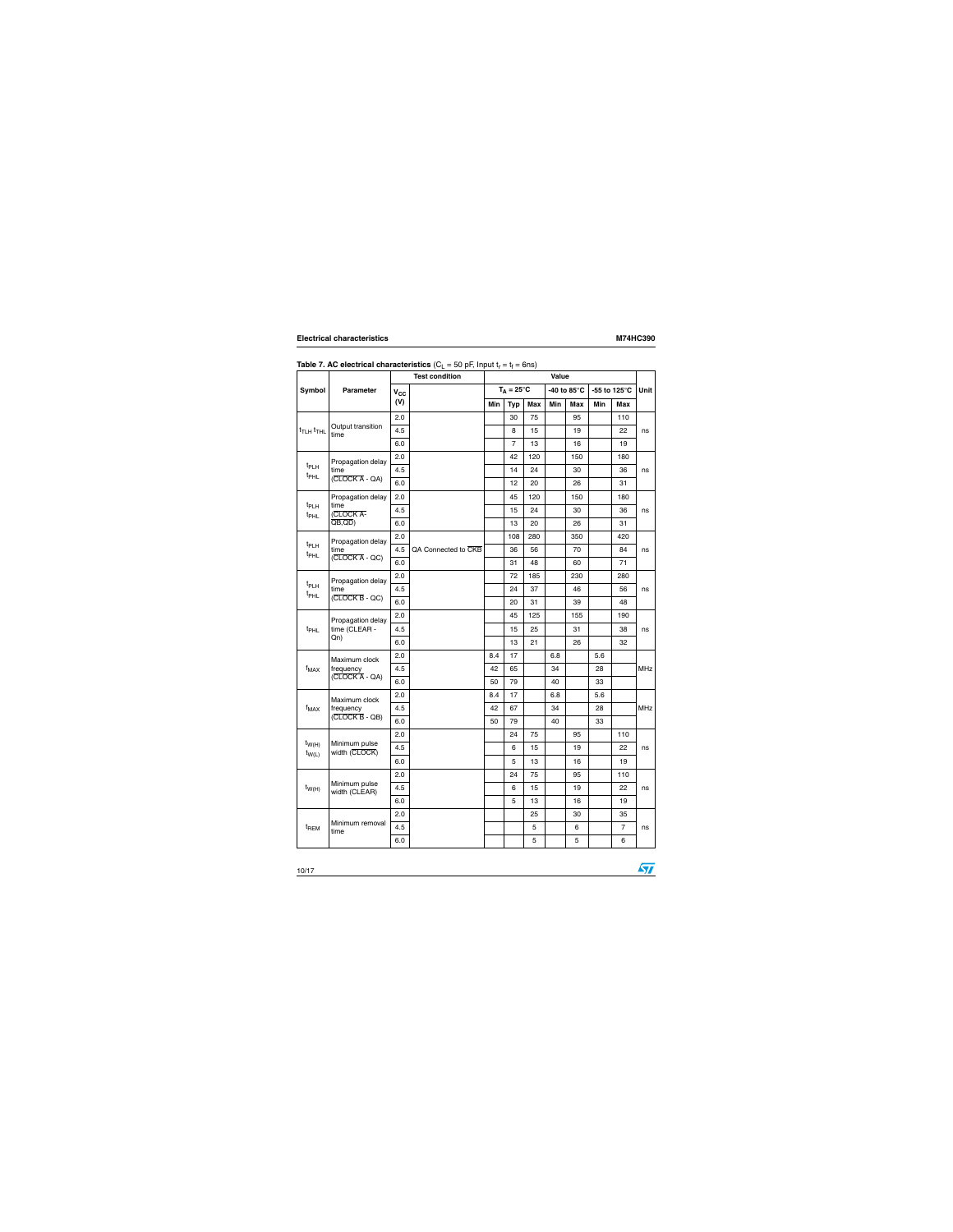**Table 7. AC electrical characteristics** ($C_L$ = 50 pF, Input $t_r = t_f$ = 6ns)

| Symbol | Parameter | Test condition | | Value | | | | | | | Unit |
|---|---|---|---|---|---|---|---|---|---|---|---|
| | | $V_{CC}$ (V) | | $T_A$ = 25°C | | | -40 to 85°C | | -55 to 125°C | | |
| | | | | Min | Typ | Max | Min | Max | Min | Max | |
| $t_{TLH}$ $t_{THL}$ | Output transition time | 2.0 | | | 30 | 75 | | 95 | | 110 | ns |
| | | 4.5 | | | 8 | 15 | | 19 | | 22 | |
| | | 6.0 | | | 7 | 13 | | 16 | | 19 | |
| $t_{PLH}$ $t_{PHL}$ | Propagation delay time ($\overline{CLOCK A}$ - QA) | 2.0 | | | 42 | 120 | | 150 | | 180 | ns |
| | | 4.5 | | | 14 | 24 | | 30 | | 36 | |
| | | 6.0 | | | 12 | 20 | | 26 | | 31 | |
| $t_{PLH}$ $t_{PHL}$ | Propagation delay time ($\overline{CLOCK A}$- QB,QD) | 2.0 | | | 45 | 120 | | 150 | | 180 | ns |
| | | 4.5 | | | 15 | 24 | | 30 | | 36 | |
| | | 6.0 | | | 13 | 20 | | 26 | | 31 | |
| $t_{PLH}$ $t_{PHL}$ | Propagation delay time ($\overline{CLOCK A}$ - QC) | 2.0 | QA Connected to $\overline{CKB}$ | | 108 | 280 | | 350 | | 420 | ns |
| | | 4.5 | | | 36 | 56 | | 70 | | 84 | |
| | | 6.0 | | | 31 | 48 | | 60 | | 71 | |
| $t_{PLH}$ $t_{PHL}$ | Propagation delay time ($\overline{CLOCK B}$ - QC) | 2.0 | | | 72 | 185 | | 230 | | 280 | ns |
| | | 4.5 | | | 24 | 37 | | 46 | | 56 | |
| | | 6.0 | | | 20 | 31 | | 39 | | 48 | |
| $t_{PHL}$ | Propagation delay time (CLEAR - Qn) | 2.0 | | | 45 | 125 | | 155 | | 190 | ns |
| | | 4.5 | | | 15 | 25 | | 31 | | 38 | |
| | | 6.0 | | | 13 | 21 | | 26 | | 32 | |
| $f_{MAX}$ | Maximum clock frequency ($\overline{CLOCK A}$ - QA) | 2.0 | | 8.4 | 17 | | 6.8 | | 5.6 | | MHz |
| | | 4.5 | | 42 | 65 | | 34 | | 28 | | |
| | | 6.0 | | 50 | 79 | | 40 | | 33 | | |
| $f_{MAX}$ | Maximum clock frequency ($\overline{CLOCK B}$ - QB) | 2.0 | | 8.4 | 17 | | 6.8 | | 5.6 | | MHz |
| | | 4.5 | | 42 | 67 | | 34 | | 28 | | |
| | | 6.0 | | 50 | 79 | | 40 | | 33 | | |
| $t_{W(H)}$ $t_{W(L)}$ | Minimum pulse width ($\overline{CLOCK}$) | 2.0 | | | 24 | 75 | | 95 | | 110 | ns |
| | | 4.5 | | | 6 | 15 | | 19 | | 22 | |
| | | 6.0 | | | 5 | 13 | | 16 | | 19 | |
| $t_{W(H)}$ | Minimum pulse width (CLEAR) | 2.0 | | | 24 | 75 | | 95 | | 110 | ns |
| | | 4.5 | | | 6 | 15 | | 19 | | 22 | |
| | | 6.0 | | | 5 | 13 | | 16 | | 19 | |
| $t_{REM}$ | Minimum removal time | 2.0 | | | | 25 | | 30 | | 35 | ns |
| | | 4.5 | | | | 5 | | 6 | | 7 | |
| | | 6.0 | | | | 5 | | 5 | | 6 | |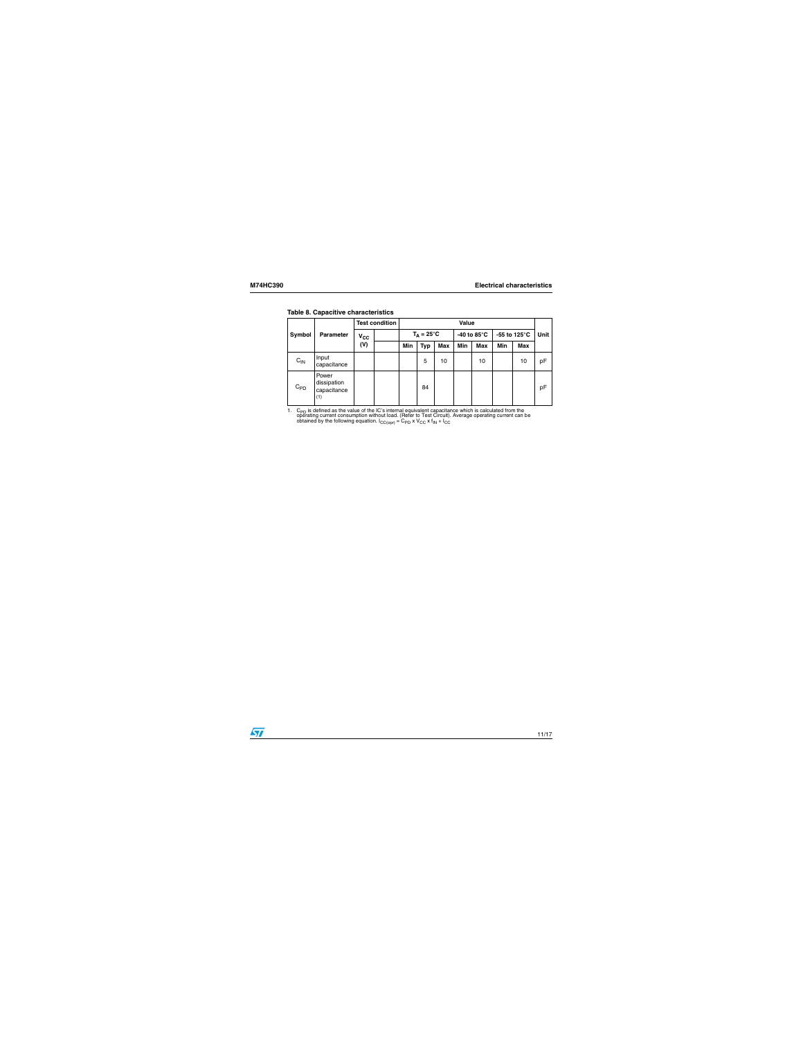**Table 8. Capacitive characteristics**

| Symbol | Parameter | Test condition | | Value | | | | | | | Unit |
|---|---|---|---|---|---|---|---|---|---|---|---|
| | | $V_{CC}$ (V) | | $T_A = 25°C$ | | | -40 to 85°C | | -55 to 125°C | | |
| | | | | Min | Typ | Max | Min | Max | Min | Max | |
| $C_{IN}$ | Input capacitance | | | | 5 | 10 | | 10 | | 10 | pF |
| $C_{PD}$ | Power dissipation capacitance (1) | | | | 84 | | | | | | pF |

1. $C_{PD}$ is defined as the value of the IC's internal equivalent capacitance which is calculated from the operating current consumption without load. (Refer to Test Circuit). Average operating current can be obtained by the following equation. $I_{CC(opr)} = C_{PD} \times V_{CC} \times f_{IN} + I_{CC}$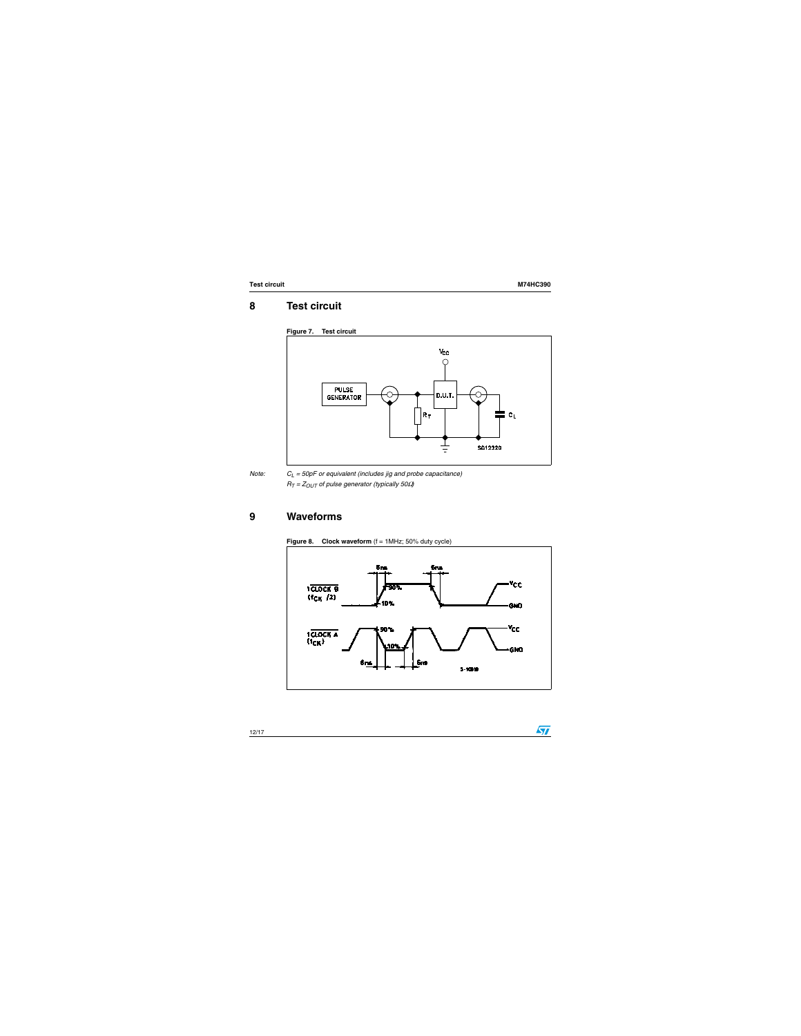# 8 Test circuit

**Figure 7. Test circuit**

*Note:* $C_L$ = 50pF or equivalent (includes jig and probe capacitance)
$R_T = Z_{OUT}$ of pulse generator (typically 50Ω)

# 9 Waveforms

**Figure 8. Clock waveform** (f = 1MHz; 50% duty cycle)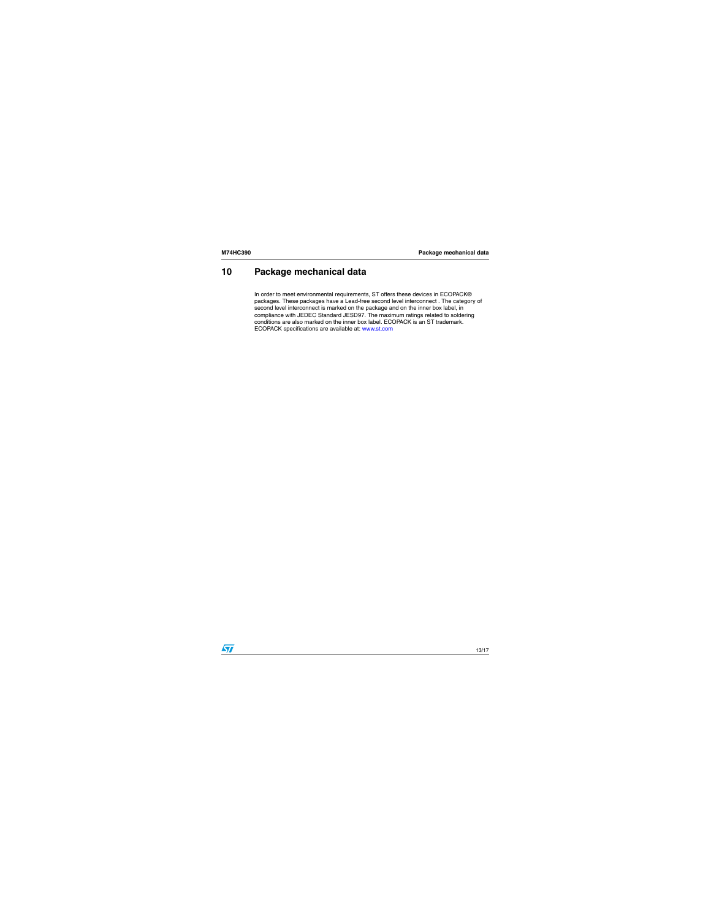# 10 Package mechanical data

In order to meet environmental requirements, ST offers these devices in ECOPACK® packages. These packages have a Lead-free second level interconnect . The category of second level interconnect is marked on the package and on the inner box label, in compliance with JEDEC Standard JESD97. The maximum ratings related to soldering conditions are also marked on the inner box label. ECOPACK is an ST trademark. ECOPACK specifications are available at: www.st.com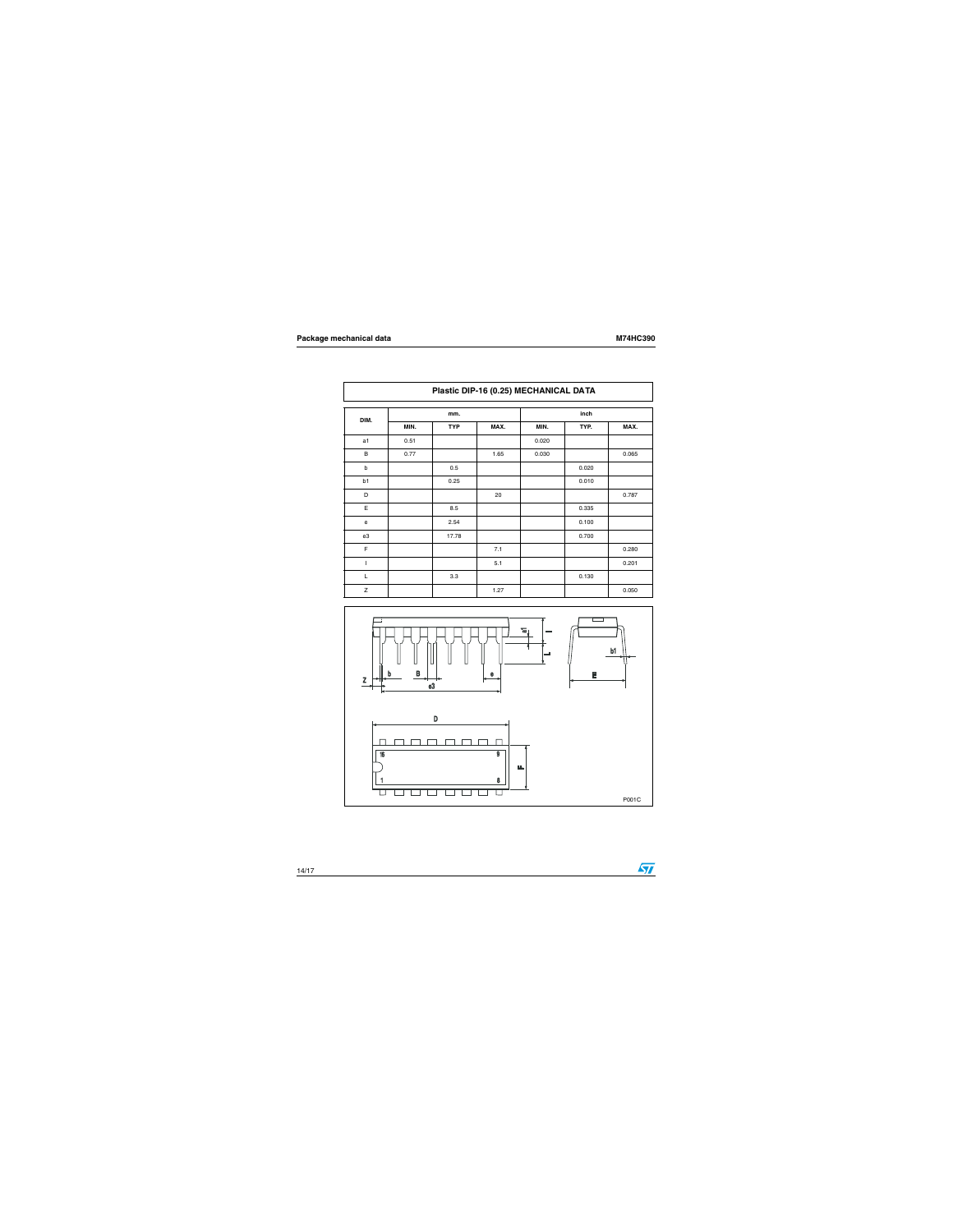| Plastic DIP-16 (0.25) MECHANICAL DATA | | | | | | |
|---|---|---|---|---|---|---|
| DIM. | mm. | | | inch | | |
| | MIN. | TYP | MAX. | MIN. | TYP. | MAX. |
| a1 | 0.51 | | | 0.020 | | |
| B | 0.77 | | 1.65 | 0.030 | | 0.065 |
| b | | 0.5 | | | 0.020 | |
| b1 | | 0.25 | | | 0.010 | |
| D | | | 20 | | | 0.787 |
| E | | 8.5 | | | 0.335 | |
| e | | 2.54 | | | 0.100 | |
| e3 | | 17.78 | | | 0.700 | |
| F | | | 7.1 | | | 0.280 |
| I | | | 5.1 | | | 0.201 |
| L | | 3.3 | | | 0.130 | |
| Z | | | 1.27 | | | 0.050 |

P001C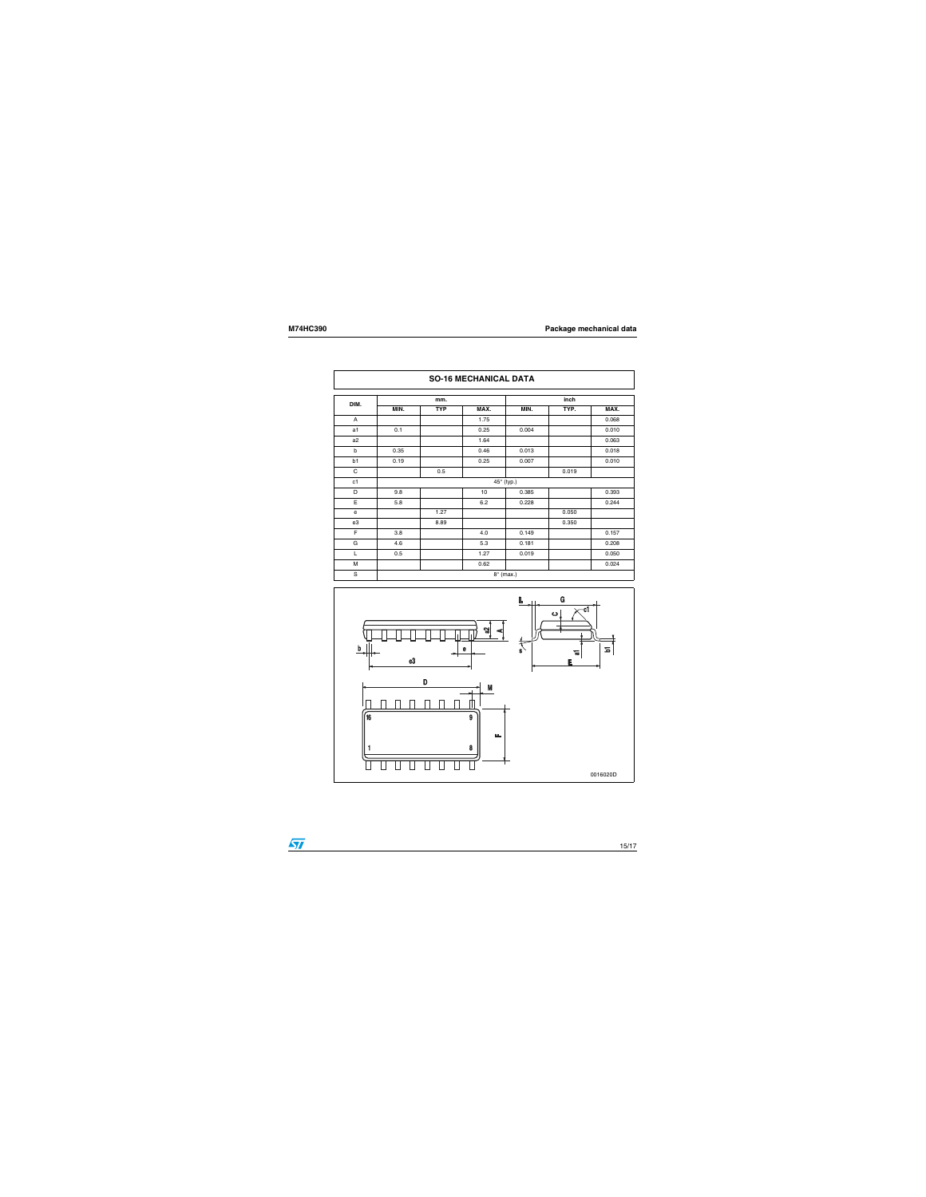## SO-16 MECHANICAL DATA

| DIM. | mm. | | | inch | | |
|---|---|---|---|---|---|---|
| | MIN. | TYP | MAX. | MIN. | TYP. | MAX. |
| A | | | 1.75 | | | 0.068 |
| a1 | 0.1 | | 0.25 | 0.004 | | 0.010 |
| a2 | | | 1.64 | | | 0.063 |
| b | 0.35 | | 0.46 | 0.013 | | 0.018 |
| b1 | 0.19 | | 0.25 | 0.007 | | 0.010 |
| C | | 0.5 | | | 0.019 | |
| c1 | 45° (typ.) | | | | | |
| D | 9.8 | | 10 | 0.385 | | 0.393 |
| E | 5.8 | | 6.2 | 0.228 | | 0.244 |
| e | | 1.27 | | | 0.050 | |
| e3 | | 8.89 | | | 0.350 | |
| F | 3.8 | | 4.0 | 0.149 | | 0.157 |
| G | 4.6 | | 5.3 | 0.181 | | 0.208 |
| L | 0.5 | | 1.27 | 0.019 | | 0.050 |
| M | | | 0.62 | | | 0.024 |
| S | 8° (max.) | | | | | |

0016020D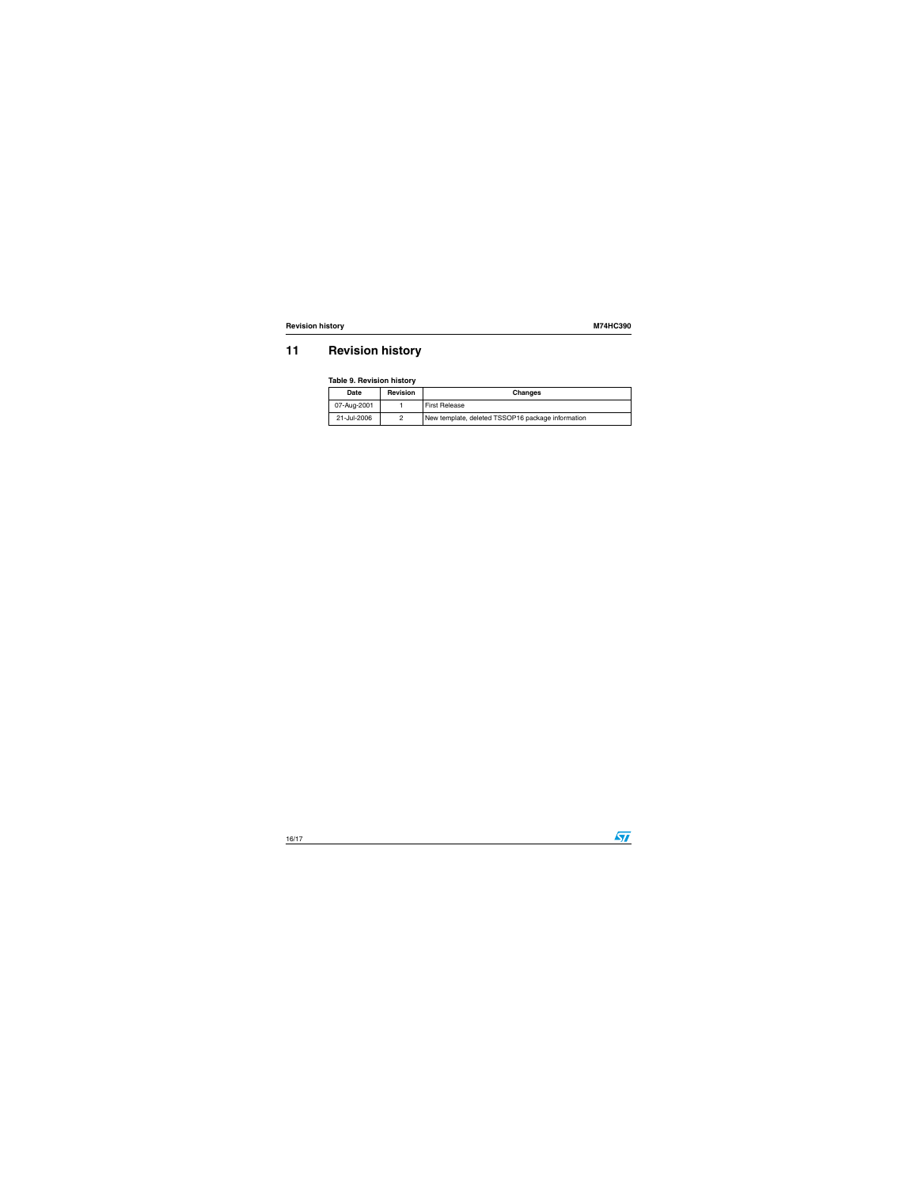# 11 Revision history

**Table 9. Revision history**

| Date | Revision | Changes |
|---|---|---|
| 07-Aug-2001 | 1 | First Release |
| 21-Jul-2006 | 2 | New template, deleted TSSOP16 package information |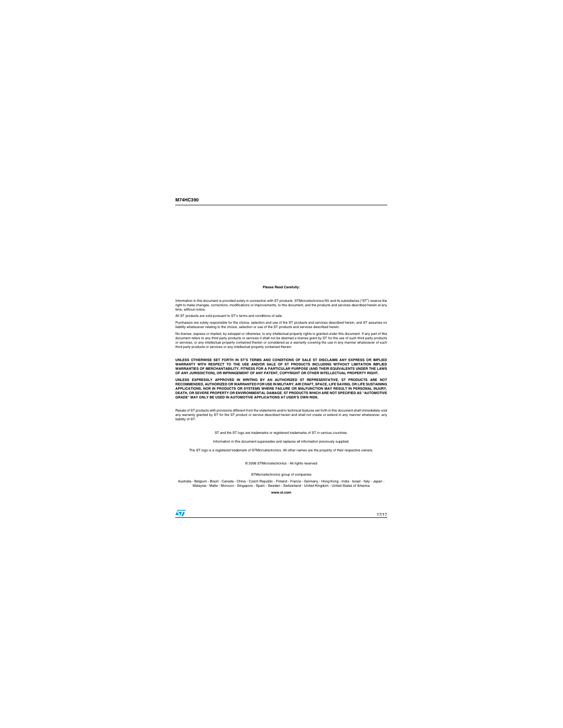**Please Read Carefully:**

Information in this document is provided solely in connection with ST products. STMicroelectronics NV and its subsidiaries ("ST") reserve the right to make changes, corrections, modifications or improvements, to this document, and the products and services described herein at any time, without notice.

All ST products are sold pursuant to ST's terms and conditions of sale.

Purchasers are solely responsible for the choice, selection and use of the ST products and services described herein, and ST assumes no liability whatsoever relating to the choice, selection or use of the ST products and services described herein.

No license, express or implied, by estoppel or otherwise, to any intellectual property rights is granted under this document. If any part of this document refers to any third party products or services it shall not be deemed a license grant by ST for the use of such third party products or services, or any intellectual property contained therein or considered as a warranty covering the use in any manner whatsoever of such third party products or services or any intellectual property contained therein.

**UNLESS OTHERWISE SET FORTH IN ST'S TERMS AND CONDITIONS OF SALE ST DISCLAIMS ANY EXPRESS OR IMPLIED WARRANTY WITH RESPECT TO THE USE AND/OR SALE OF ST PRODUCTS INCLUDING WITHOUT LIMITATION IMPLIED WARRANTIES OF MERCHANTABILITY, FITNESS FOR A PARTICULAR PURPOSE (AND THEIR EQUIVALENTS UNDER THE LAWS OF ANY JURISDICTION), OR INFRINGEMENT OF ANY PATENT, COPYRIGHT OR OTHER INTELLECTUAL PROPERTY RIGHT.**

**UNLESS EXPRESSLY APPROVED IN WRITING BY AN AUTHORIZED ST REPRESENTATIVE, ST PRODUCTS ARE NOT RECOMMENDED, AUTHORIZED OR WARRANTED FOR USE IN MILITARY, AIR CRAFT, SPACE, LIFE SAVING, OR LIFE SUSTAINING APPLICATIONS, NOR IN PRODUCTS OR SYSTEMS WHERE FAILURE OR MALFUNCTION MAY RESULT IN PERSONAL INJURY, DEATH, OR SEVERE PROPERTY OR ENVIRONMENTAL DAMAGE. ST PRODUCTS WHICH ARE NOT SPECIFIED AS "AUTOMOTIVE GRADE" MAY ONLY BE USED IN AUTOMOTIVE APPLICATIONS AT USER'S OWN RISK.**

Resale of ST products with provisions different from the statements and/or technical features set forth in this document shall immediately void any warranty granted by ST for the ST product or service described herein and shall not create or extend in any manner whatsoever, any liability of ST.

ST and the ST logo are trademarks or registered trademarks of ST in various countries.

Information in this document supersedes and replaces all information previously supplied.

The ST logo is a registered trademark of STMicroelectronics. All other names are the property of their respective owners.

© 2006 STMicroelectronics - All rights reserved

STMicroelectronics group of companies

Australia - Belgium - Brazil - Canada - China - Czech Republic - Finland - France - Germany - Hong Kong - India - Israel - Italy - Japan - Malaysia - Malta - Morocco - Singapore - Spain - Sweden - Switzerland - United Kingdom - United States of America

**www.st.com**